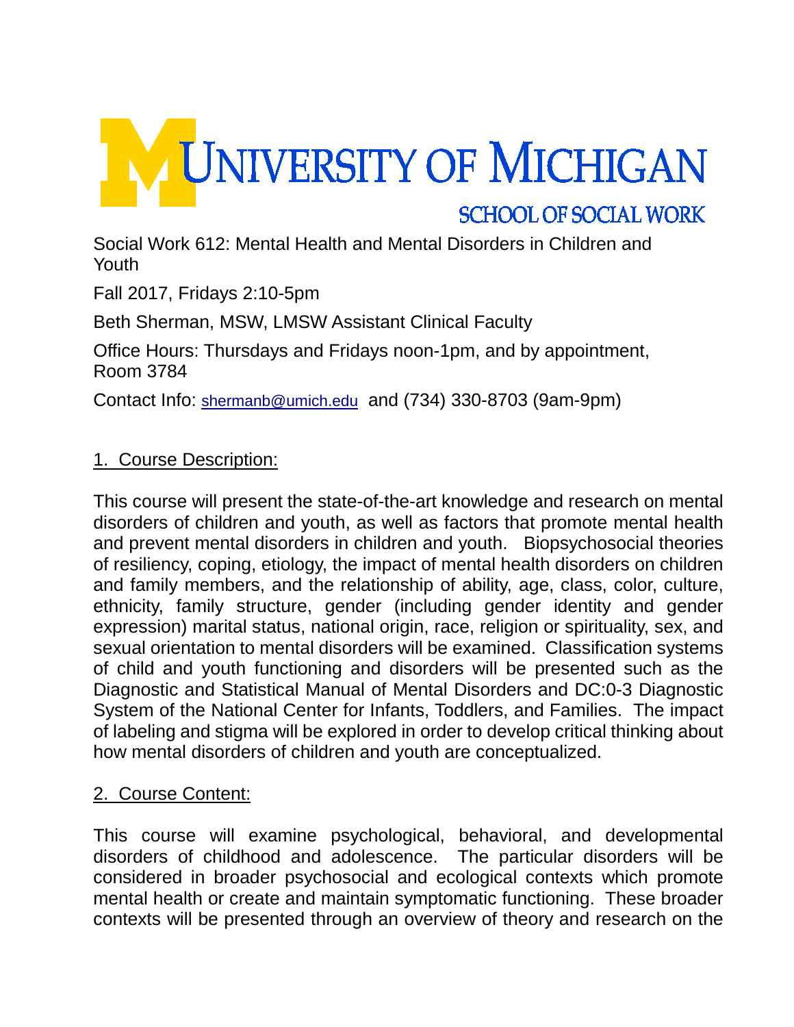# UNIVERSITY OF MICHIGAN

## SCHOOL OF SOCIAL WORK

Social Work 612: Mental Health and Mental Disorders in Children and Youth

Fall 2017, Fridays 2:10-5pm

Beth Sherman, MSW, LMSW Assistant Clinical Faculty

Office Hours: Thursdays and Fridays noon-1pm, and by appointment, Room 3784

Contact Info: shermanb@umich.edu and (734) 330-8703 (9am-9pm)

## 1. Course Description:

This course will present the state-of-the-art knowledge and research on mental disorders of children and youth, as well as factors that promote mental health and prevent mental disorders in children and youth. Biopsychosocial theories of resiliency, coping, etiology, the impact of mental health disorders on children and family members, and the relationship of ability, age, class, color, culture, ethnicity, family structure, gender (including gender identity and gender expression) marital status, national origin, race, religion or spirituality, sex, and sexual orientation to mental disorders will be examined. Classification systems of child and youth functioning and disorders will be presented such as the Diagnostic and Statistical Manual of Mental Disorders and DC:0-3 Diagnostic System of the National Center for Infants, Toddlers, and Families. The impact of labeling and stigma will be explored in order to develop critical thinking about how mental disorders of children and youth are conceptualized.

## 2. Course Content:

This course will examine psychological, behavioral, and developmental disorders of childhood and adolescence. The particular disorders will be considered in broader psychosocial and ecological contexts which promote mental health or create and maintain symptomatic functioning. These broader contexts will be presented through an overview of theory and research on the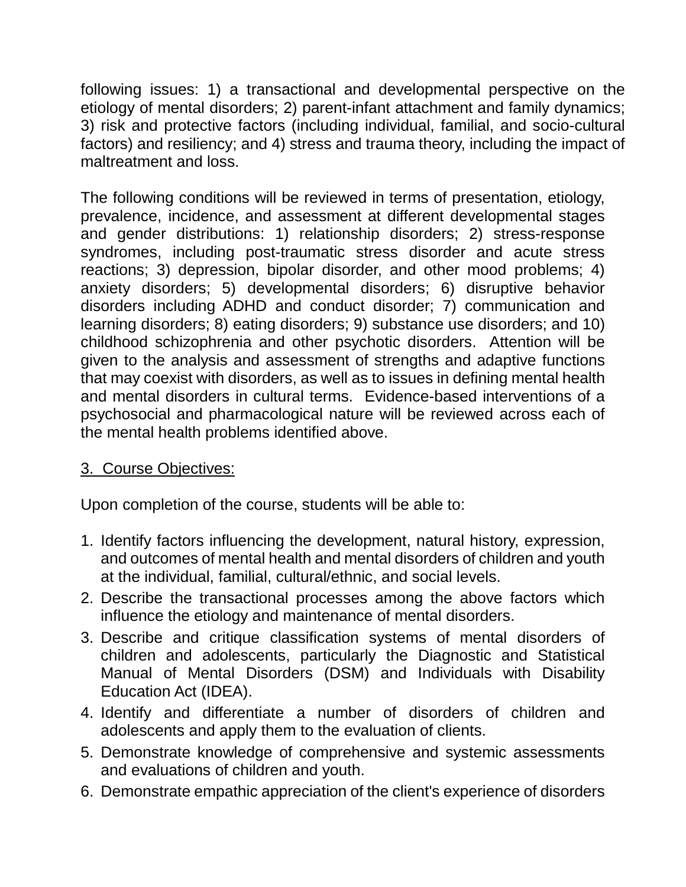following issues: 1) a transactional and developmental perspective on the etiology of mental disorders; 2) parent-infant attachment and family dynamics; 3) risk and protective factors (including individual, familial, and socio-cultural factors) and resiliency; and 4) stress and trauma theory, including the impact of maltreatment and loss.

The following conditions will be reviewed in terms of presentation, etiology, prevalence, incidence, and assessment at different developmental stages and gender distributions: 1) relationship disorders; 2) stress-response syndromes, including post-traumatic stress disorder and acute stress reactions; 3) depression, bipolar disorder, and other mood problems; 4) anxiety disorders; 5) developmental disorders; 6) disruptive behavior disorders including ADHD and conduct disorder; 7) communication and learning disorders; 8) eating disorders; 9) substance use disorders; and 10) childhood schizophrenia and other psychotic disorders. Attention will be given to the analysis and assessment of strengths and adaptive functions that may coexist with disorders, as well as to issues in defining mental health and mental disorders in cultural terms. Evidence-based interventions of a psychosocial and pharmacological nature will be reviewed across each of the mental health problems identified above.

3. <u>Course Objectives:</u>

Upon completion of the course, students will be able to:

1. Identify factors influencing the development, natural history, expression, and outcomes of mental health and mental disorders of children and youth at the individual, familial, cultural/ethnic, and social levels.
2. Describe the transactional processes among the above factors which influence the etiology and maintenance of mental disorders.
3. Describe and critique classification systems of mental disorders of children and adolescents, particularly the Diagnostic and Statistical Manual of Mental Disorders (DSM) and Individuals with Disability Education Act (IDEA).
4. Identify and differentiate a number of disorders of children and adolescents and apply them to the evaluation of clients.
5. Demonstrate knowledge of comprehensive and systemic assessments and evaluations of children and youth.
6. Demonstrate empathic appreciation of the client's experience of disorders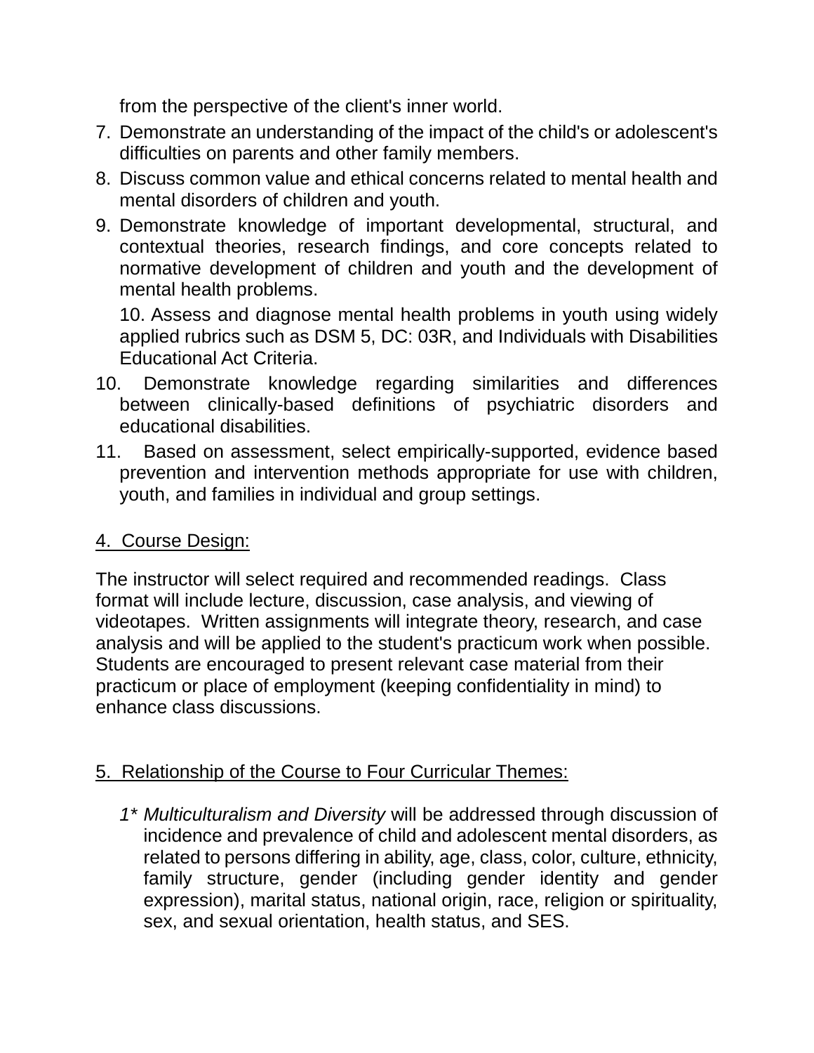from the perspective of the client's inner world.

7. Demonstrate an understanding of the impact of the child's or adolescent's difficulties on parents and other family members.
8. Discuss common value and ethical concerns related to mental health and mental disorders of children and youth.
9. Demonstrate knowledge of important developmental, structural, and contextual theories, research findings, and core concepts related to normative development of children and youth and the development of mental health problems.

   10. Assess and diagnose mental health problems in youth using widely applied rubrics such as DSM 5, DC: 03R, and Individuals with Disabilities Educational Act Criteria.

10. Demonstrate knowledge regarding similarities and differences between clinically-based definitions of psychiatric disorders and educational disabilities.
11. Based on assessment, select empirically-supported, evidence based prevention and intervention methods appropriate for use with children, youth, and families in individual and group settings.

4. Course Design:

The instructor will select required and recommended readings. Class format will include lecture, discussion, case analysis, and viewing of videotapes. Written assignments will integrate theory, research, and case analysis and will be applied to the student's practicum work when possible. Students are encouraged to present relevant case material from their practicum or place of employment (keeping confidentiality in mind) to enhance class discussions.

5. Relationship of the Course to Four Curricular Themes:

1* *Multiculturalism and Diversity* will be addressed through discussion of incidence and prevalence of child and adolescent mental disorders, as related to persons differing in ability, age, class, color, culture, ethnicity, family structure, gender (including gender identity and gender expression), marital status, national origin, race, religion or spirituality, sex, and sexual orientation, health status, and SES.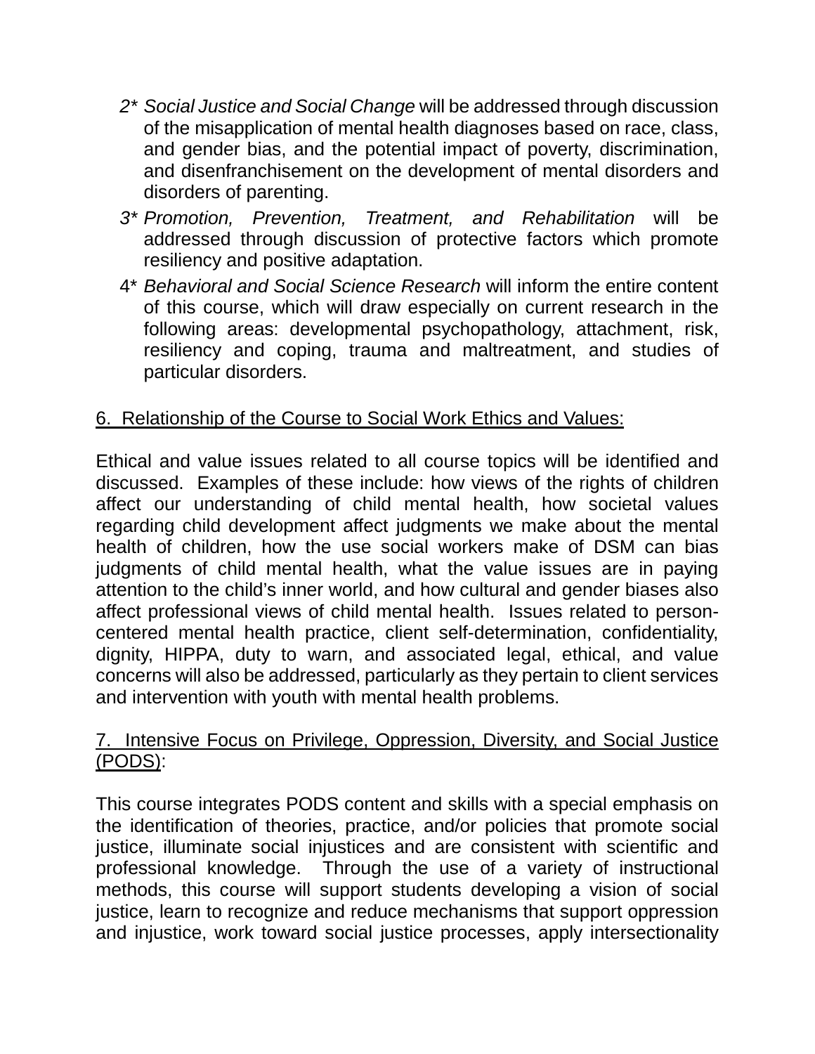2* *Social Justice and Social Change* will be addressed through discussion of the misapplication of mental health diagnoses based on race, class, and gender bias, and the potential impact of poverty, discrimination, and disenfranchisement on the development of mental disorders and disorders of parenting.

3* *Promotion, Prevention, Treatment, and Rehabilitation* will be addressed through discussion of protective factors which promote resiliency and positive adaptation.

4* *Behavioral and Social Science Research* will inform the entire content of this course, which will draw especially on current research in the following areas: developmental psychopathology, attachment, risk, resiliency and coping, trauma and maltreatment, and studies of particular disorders.

## 6. Relationship of the Course to Social Work Ethics and Values:

Ethical and value issues related to all course topics will be identified and discussed. Examples of these include: how views of the rights of children affect our understanding of child mental health, how societal values regarding child development affect judgments we make about the mental health of children, how the use social workers make of DSM can bias judgments of child mental health, what the value issues are in paying attention to the child's inner world, and how cultural and gender biases also affect professional views of child mental health. Issues related to person-centered mental health practice, client self-determination, confidentiality, dignity, HIPPA, duty to warn, and associated legal, ethical, and value concerns will also be addressed, particularly as they pertain to client services and intervention with youth with mental health problems.

## 7. Intensive Focus on Privilege, Oppression, Diversity, and Social Justice (PODS):

This course integrates PODS content and skills with a special emphasis on the identification of theories, practice, and/or policies that promote social justice, illuminate social injustices and are consistent with scientific and professional knowledge. Through the use of a variety of instructional methods, this course will support students developing a vision of social justice, learn to recognize and reduce mechanisms that support oppression and injustice, work toward social justice processes, apply intersectionality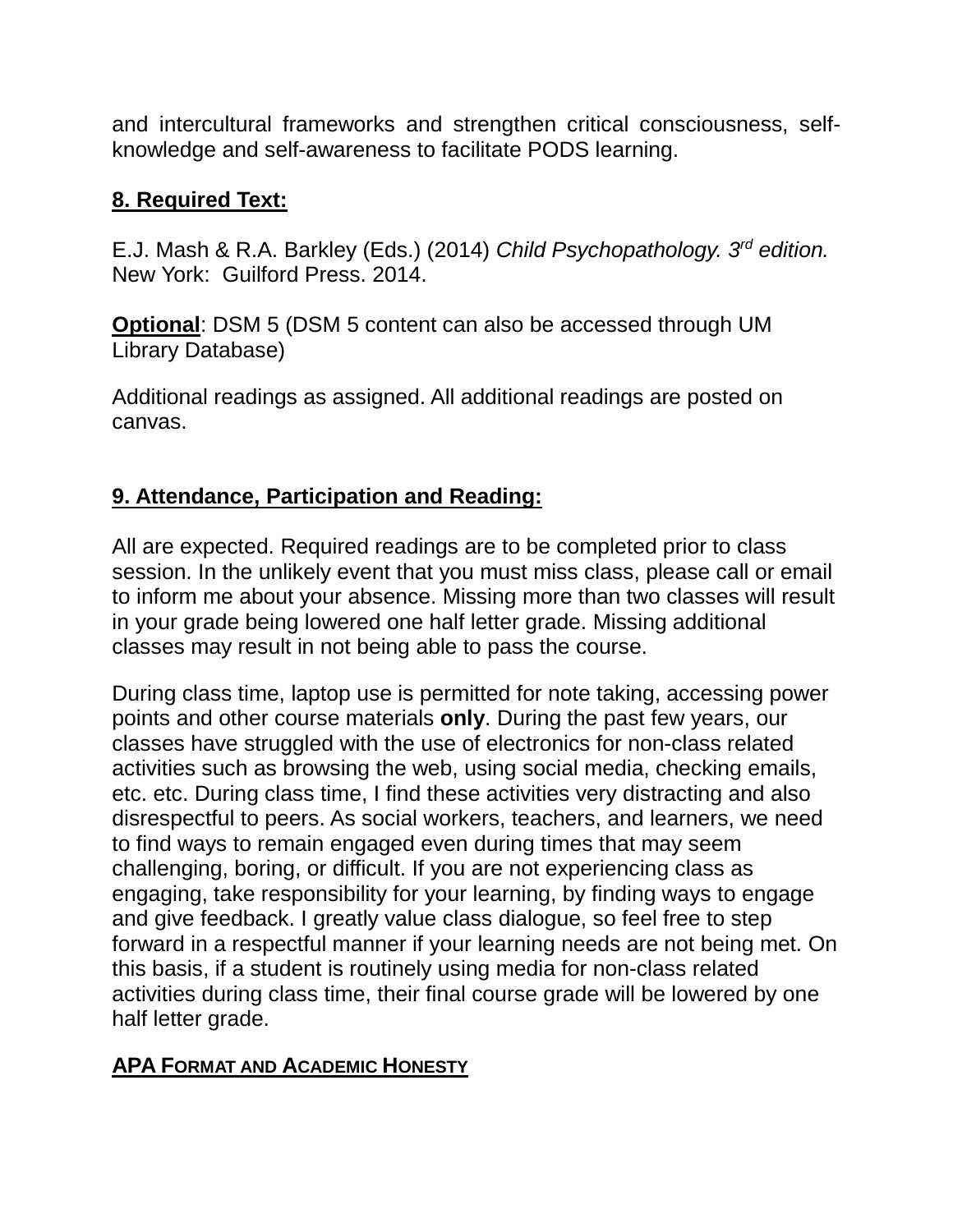and intercultural frameworks and strengthen critical consciousness, self-knowledge and self-awareness to facilitate PODS learning.

**8. Required Text:**

E.J. Mash & R.A. Barkley (Eds.) (2014) *Child Psychopathology. 3rd edition.* New York: Guilford Press. 2014.

**Optional**: DSM 5 (DSM 5 content can also be accessed through UM Library Database)

Additional readings as assigned. All additional readings are posted on canvas.

**9. Attendance, Participation and Reading:**

All are expected. Required readings are to be completed prior to class session. In the unlikely event that you must miss class, please call or email to inform me about your absence. Missing more than two classes will result in your grade being lowered one half letter grade. Missing additional classes may result in not being able to pass the course.

During class time, laptop use is permitted for note taking, accessing power points and other course materials **only**. During the past few years, our classes have struggled with the use of electronics for non-class related activities such as browsing the web, using social media, checking emails, etc. etc. During class time, I find these activities very distracting and also disrespectful to peers. As social workers, teachers, and learners, we need to find ways to remain engaged even during times that may seem challenging, boring, or difficult. If you are not experiencing class as engaging, take responsibility for your learning, by finding ways to engage and give feedback. I greatly value class dialogue, so feel free to step forward in a respectful manner if your learning needs are not being met. On this basis, if a student is routinely using media for non-class related activities during class time, their final course grade will be lowered by one half letter grade.

**APA FORMAT AND ACADEMIC HONESTY**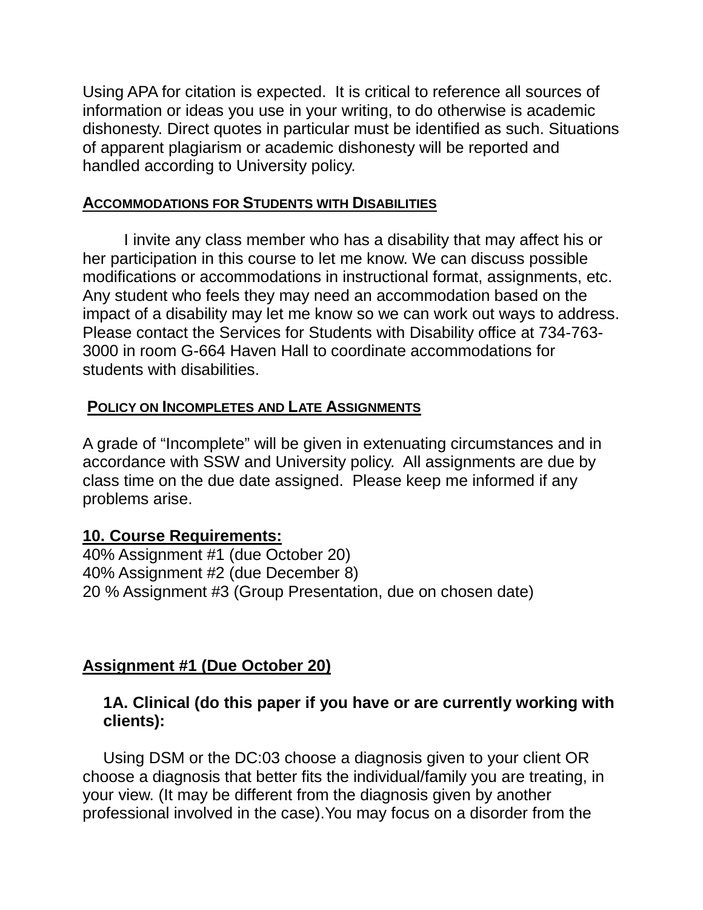Using APA for citation is expected. It is critical to reference all sources of information or ideas you use in your writing, to do otherwise is academic dishonesty. Direct quotes in particular must be identified as such. Situations of apparent plagiarism or academic dishonesty will be reported and handled according to University policy.

## Accommodations for Students with Disabilities

I invite any class member who has a disability that may affect his or her participation in this course to let me know. We can discuss possible modifications or accommodations in instructional format, assignments, etc. Any student who feels they may need an accommodation based on the impact of a disability may let me know so we can work out ways to address. Please contact the Services for Students with Disability office at 734-763-3000 in room G-664 Haven Hall to coordinate accommodations for students with disabilities.

## Policy on Incompletes and Late Assignments

A grade of "Incomplete" will be given in extenuating circumstances and in accordance with SSW and University policy. All assignments are due by class time on the due date assigned. Please keep me informed if any problems arise.

## 10. Course Requirements:

40% Assignment #1 (due October 20)
40% Assignment #2 (due December 8)
20 % Assignment #3 (Group Presentation, due on chosen date)

## Assignment #1 (Due October 20)

### 1A. Clinical (do this paper if you have or are currently working with clients):

Using DSM or the DC:03 choose a diagnosis given to your client OR choose a diagnosis that better fits the individual/family you are treating, in your view. (It may be different from the diagnosis given by another professional involved in the case).You may focus on a disorder from the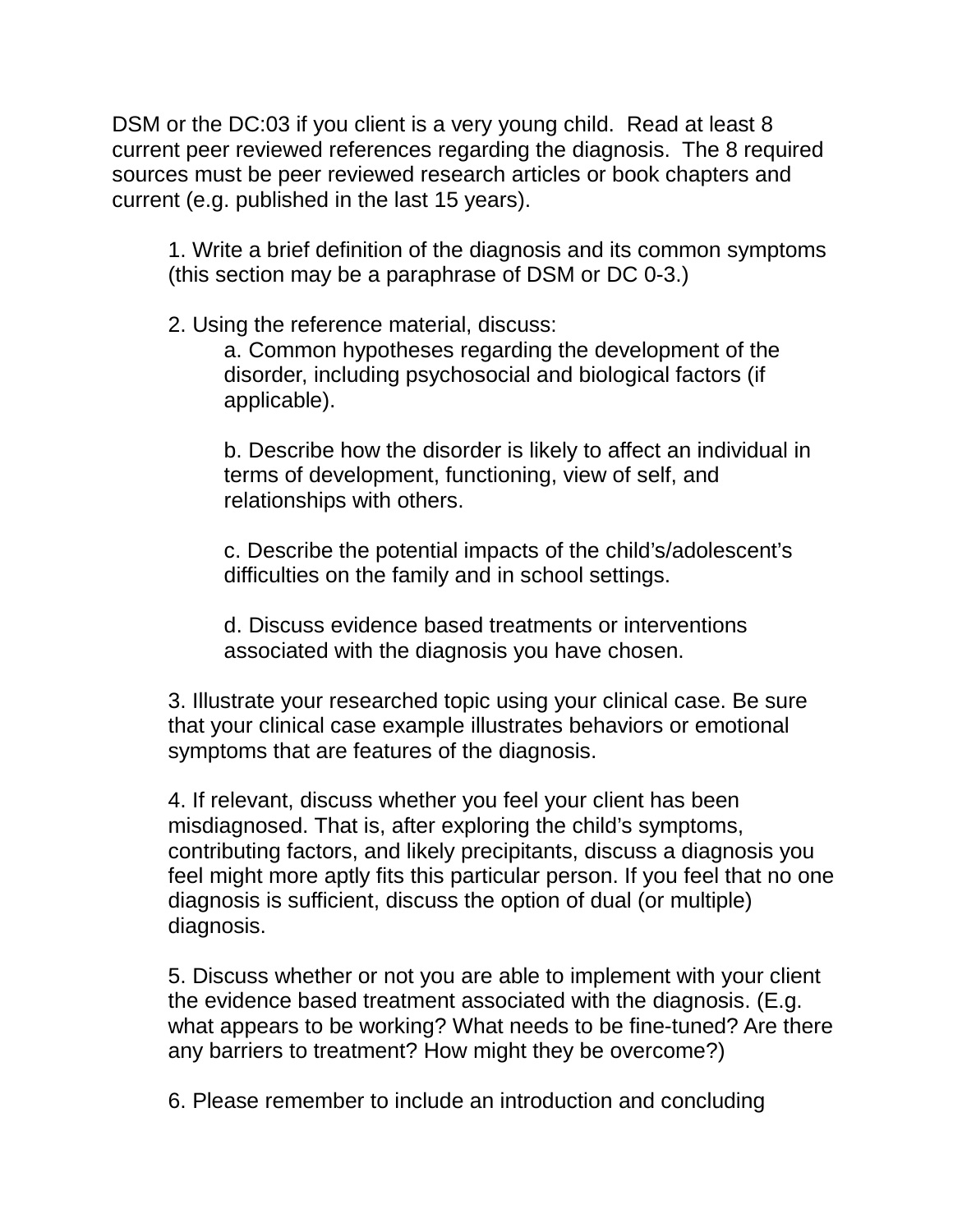DSM or the DC:03 if you client is a very young child. Read at least 8 current peer reviewed references regarding the diagnosis. The 8 required sources must be peer reviewed research articles or book chapters and current (e.g. published in the last 15 years).

1. Write a brief definition of the diagnosis and its common symptoms (this section may be a paraphrase of DSM or DC 0-3.)

2. Using the reference material, discuss:

   a. Common hypotheses regarding the development of the disorder, including psychosocial and biological factors (if applicable).

   b. Describe how the disorder is likely to affect an individual in terms of development, functioning, view of self, and relationships with others.

   c. Describe the potential impacts of the child's/adolescent's difficulties on the family and in school settings.

   d. Discuss evidence based treatments or interventions associated with the diagnosis you have chosen.

3. Illustrate your researched topic using your clinical case. Be sure that your clinical case example illustrates behaviors or emotional symptoms that are features of the diagnosis.

4. If relevant, discuss whether you feel your client has been misdiagnosed. That is, after exploring the child's symptoms, contributing factors, and likely precipitants, discuss a diagnosis you feel might more aptly fits this particular person. If you feel that no one diagnosis is sufficient, discuss the option of dual (or multiple) diagnosis.

5. Discuss whether or not you are able to implement with your client the evidence based treatment associated with the diagnosis. (E.g. what appears to be working? What needs to be fine-tuned? Are there any barriers to treatment? How might they be overcome?)

6. Please remember to include an introduction and concluding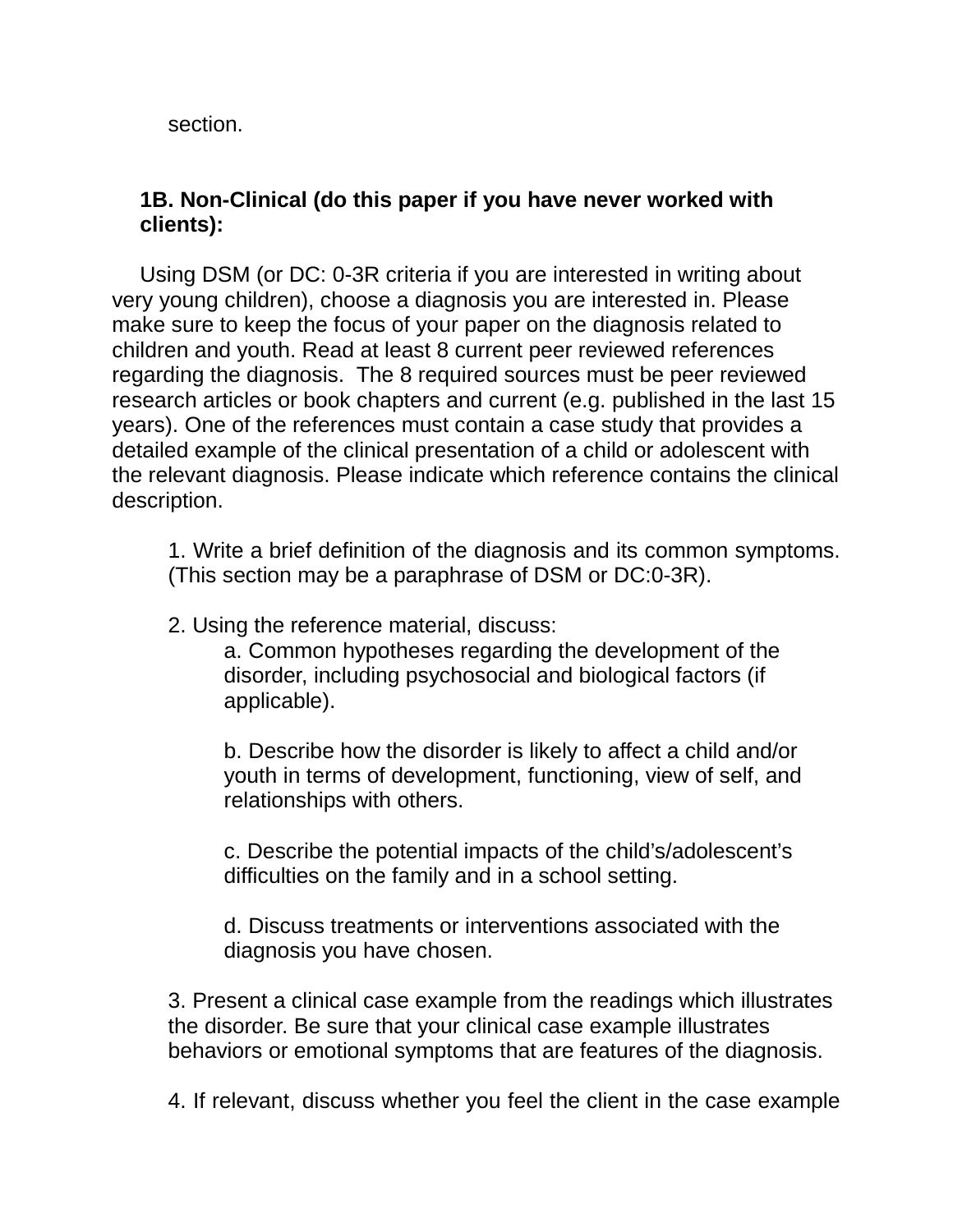section.

**1B. Non-Clinical (do this paper if you have never worked with clients):**

Using DSM (or DC: 0-3R criteria if you are interested in writing about very young children), choose a diagnosis you are interested in. Please make sure to keep the focus of your paper on the diagnosis related to children and youth. Read at least 8 current peer reviewed references regarding the diagnosis. The 8 required sources must be peer reviewed research articles or book chapters and current (e.g. published in the last 15 years). One of the references must contain a case study that provides a detailed example of the clinical presentation of a child or adolescent with the relevant diagnosis. Please indicate which reference contains the clinical description.

1. Write a brief definition of the diagnosis and its common symptoms. (This section may be a paraphrase of DSM or DC:0-3R).

2. Using the reference material, discuss:

   a. Common hypotheses regarding the development of the disorder, including psychosocial and biological factors (if applicable).

   b. Describe how the disorder is likely to affect a child and/or youth in terms of development, functioning, view of self, and relationships with others.

   c. Describe the potential impacts of the child's/adolescent's difficulties on the family and in a school setting.

   d. Discuss treatments or interventions associated with the diagnosis you have chosen.

3. Present a clinical case example from the readings which illustrates the disorder. Be sure that your clinical case example illustrates behaviors or emotional symptoms that are features of the diagnosis.

4. If relevant, discuss whether you feel the client in the case example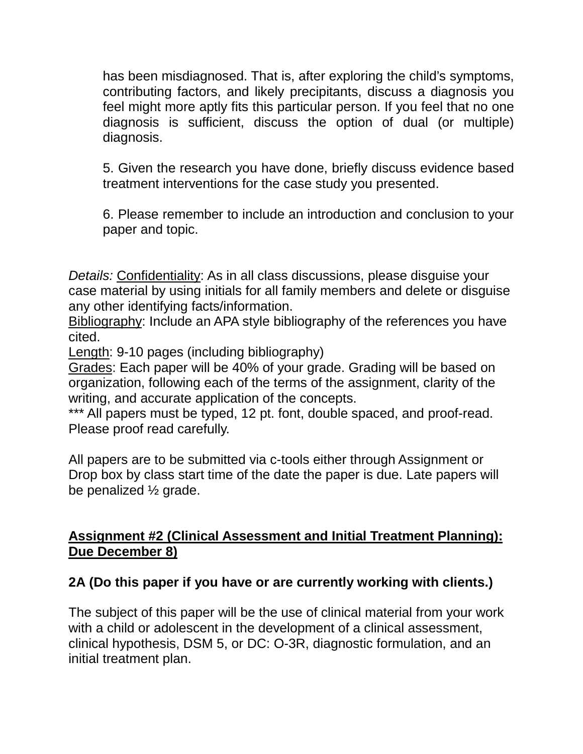has been misdiagnosed. That is, after exploring the child's symptoms, contributing factors, and likely precipitants, discuss a diagnosis you feel might more aptly fits this particular person. If you feel that no one diagnosis is sufficient, discuss the option of dual (or multiple) diagnosis.

5. Given the research you have done, briefly discuss evidence based treatment interventions for the case study you presented.

6. Please remember to include an introduction and conclusion to your paper and topic.

*Details:* <u>Confidentiality</u>: As in all class discussions, please disguise your case material by using initials for all family members and delete or disguise any other identifying facts/information.
<u>Bibliography</u>: Include an APA style bibliography of the references you have cited.
<u>Length</u>: 9-10 pages (including bibliography)
<u>Grades</u>: Each paper will be 40% of your grade. Grading will be based on organization, following each of the terms of the assignment, clarity of the writing, and accurate application of the concepts.
*** All papers must be typed, 12 pt. font, double spaced, and proof-read. Please proof read carefully.

All papers are to be submitted via c-tools either through Assignment or Drop box by class start time of the date the paper is due. Late papers will be penalized ½ grade.

**<u>Assignment #2 (Clinical Assessment and Initial Treatment Planning): Due December 8)</u>**

**2A (Do this paper if you have or are currently working with clients.)**

The subject of this paper will be the use of clinical material from your work with a child or adolescent in the development of a clinical assessment, clinical hypothesis, DSM 5, or DC: O-3R, diagnostic formulation, and an initial treatment plan.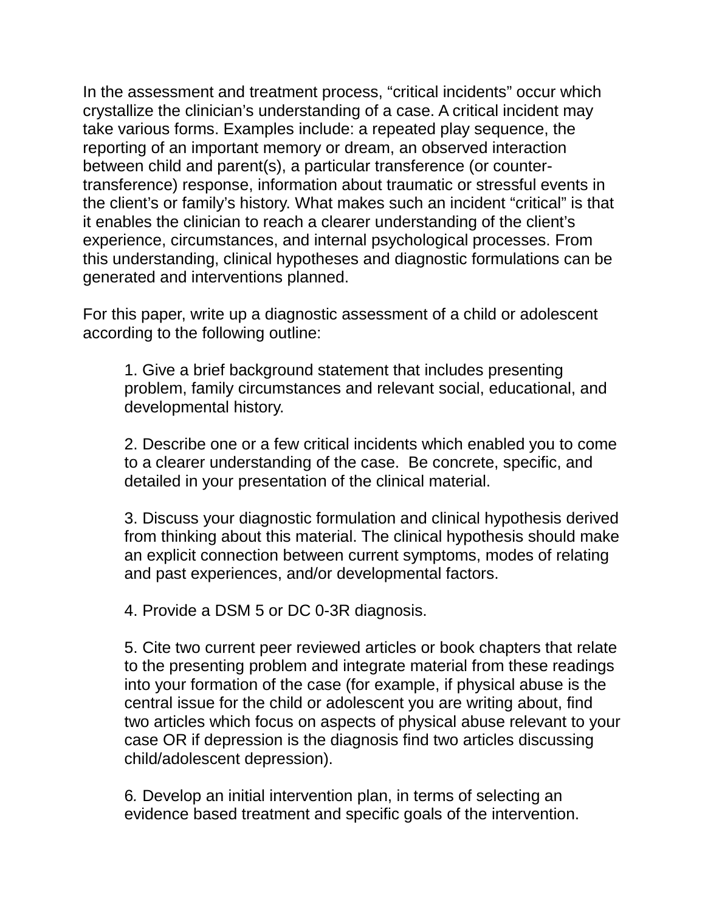In the assessment and treatment process, "critical incidents" occur which crystallize the clinician's understanding of a case. A critical incident may take various forms. Examples include: a repeated play sequence, the reporting of an important memory or dream, an observed interaction between child and parent(s), a particular transference (or counter-transference) response, information about traumatic or stressful events in the client's or family's history. What makes such an incident "critical" is that it enables the clinician to reach a clearer understanding of the client's experience, circumstances, and internal psychological processes. From this understanding, clinical hypotheses and diagnostic formulations can be generated and interventions planned.

For this paper, write up a diagnostic assessment of a child or adolescent according to the following outline:

1. Give a brief background statement that includes presenting problem, family circumstances and relevant social, educational, and developmental history.

2. Describe one or a few critical incidents which enabled you to come to a clearer understanding of the case. Be concrete, specific, and detailed in your presentation of the clinical material.

3. Discuss your diagnostic formulation and clinical hypothesis derived from thinking about this material. The clinical hypothesis should make an explicit connection between current symptoms, modes of relating and past experiences, and/or developmental factors.

4. Provide a DSM 5 or DC 0-3R diagnosis.

5. Cite two current peer reviewed articles or book chapters that relate to the presenting problem and integrate material from these readings into your formation of the case (for example, if physical abuse is the central issue for the child or adolescent you are writing about, find two articles which focus on aspects of physical abuse relevant to your case OR if depression is the diagnosis find two articles discussing child/adolescent depression).

6. Develop an initial intervention plan, in terms of selecting an evidence based treatment and specific goals of the intervention.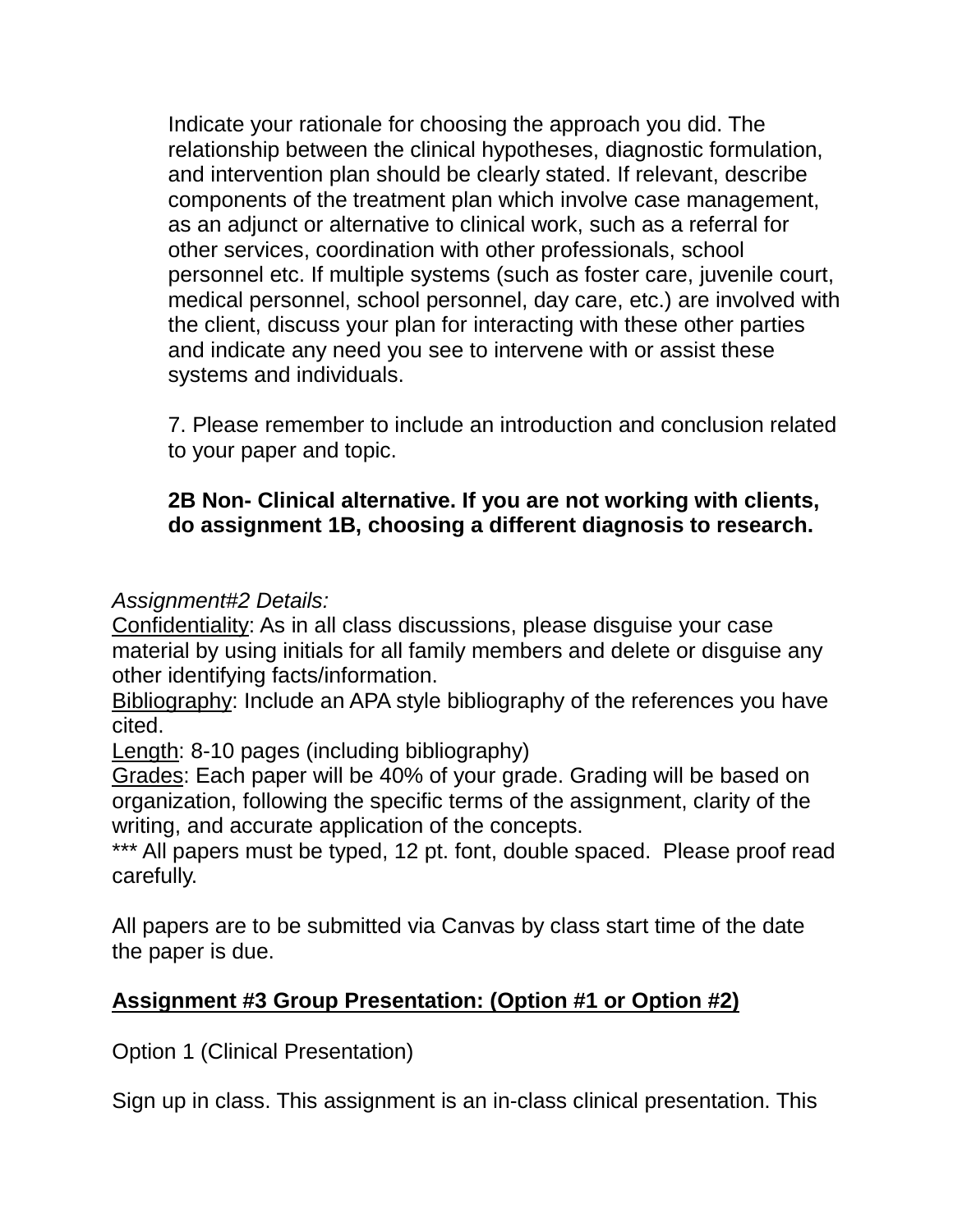Indicate your rationale for choosing the approach you did. The relationship between the clinical hypotheses, diagnostic formulation, and intervention plan should be clearly stated. If relevant, describe components of the treatment plan which involve case management, as an adjunct or alternative to clinical work, such as a referral for other services, coordination with other professionals, school personnel etc. If multiple systems (such as foster care, juvenile court, medical personnel, school personnel, day care, etc.) are involved with the client, discuss your plan for interacting with these other parties and indicate any need you see to intervene with or assist these systems and individuals.

7. Please remember to include an introduction and conclusion related to your paper and topic.

**2B Non- Clinical alternative. If you are not working with clients, do assignment 1B, choosing a different diagnosis to research.**

*Assignment#2 Details:*

<u>Confidentiality</u>: As in all class discussions, please disguise your case material by using initials for all family members and delete or disguise any other identifying facts/information.

<u>Bibliography</u>: Include an APA style bibliography of the references you have cited.

<u>Length</u>: 8-10 pages (including bibliography)

<u>Grades</u>: Each paper will be 40% of your grade. Grading will be based on organization, following the specific terms of the assignment, clarity of the writing, and accurate application of the concepts.

*** All papers must be typed, 12 pt. font, double spaced. Please proof read carefully.

All papers are to be submitted via Canvas by class start time of the date the paper is due.

**<u>Assignment #3 Group Presentation: (Option #1 or Option #2)</u>**

Option 1 (Clinical Presentation)

Sign up in class. This assignment is an in-class clinical presentation. This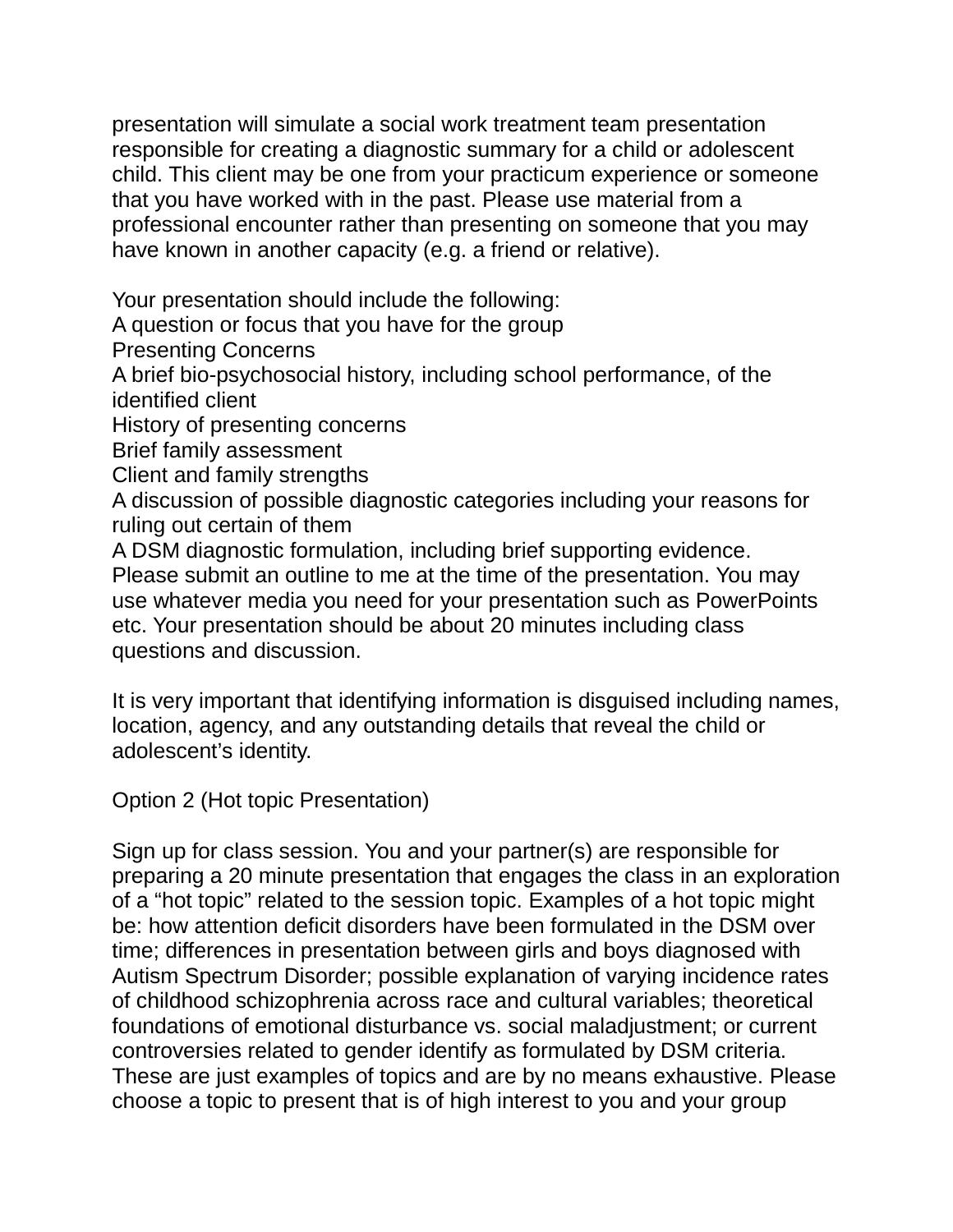presentation will simulate a social work treatment team presentation responsible for creating a diagnostic summary for a child or adolescent child. This client may be one from your practicum experience or someone that you have worked with in the past. Please use material from a professional encounter rather than presenting on someone that you may have known in another capacity (e.g. a friend or relative).

Your presentation should include the following:
A question or focus that you have for the group
Presenting Concerns
A brief bio-psychosocial history, including school performance, of the identified client
History of presenting concerns
Brief family assessment
Client and family strengths
A discussion of possible diagnostic categories including your reasons for ruling out certain of them
A DSM diagnostic formulation, including brief supporting evidence.
Please submit an outline to me at the time of the presentation. You may use whatever media you need for your presentation such as PowerPoints etc. Your presentation should be about 20 minutes including class questions and discussion.

It is very important that identifying information is disguised including names, location, agency, and any outstanding details that reveal the child or adolescent's identity.

Option 2 (Hot topic Presentation)

Sign up for class session. You and your partner(s) are responsible for preparing a 20 minute presentation that engages the class in an exploration of a "hot topic" related to the session topic. Examples of a hot topic might be: how attention deficit disorders have been formulated in the DSM over time; differences in presentation between girls and boys diagnosed with Autism Spectrum Disorder; possible explanation of varying incidence rates of childhood schizophrenia across race and cultural variables; theoretical foundations of emotional disturbance vs. social maladjustment; or current controversies related to gender identify as formulated by DSM criteria. These are just examples of topics and are by no means exhaustive. Please choose a topic to present that is of high interest to you and your group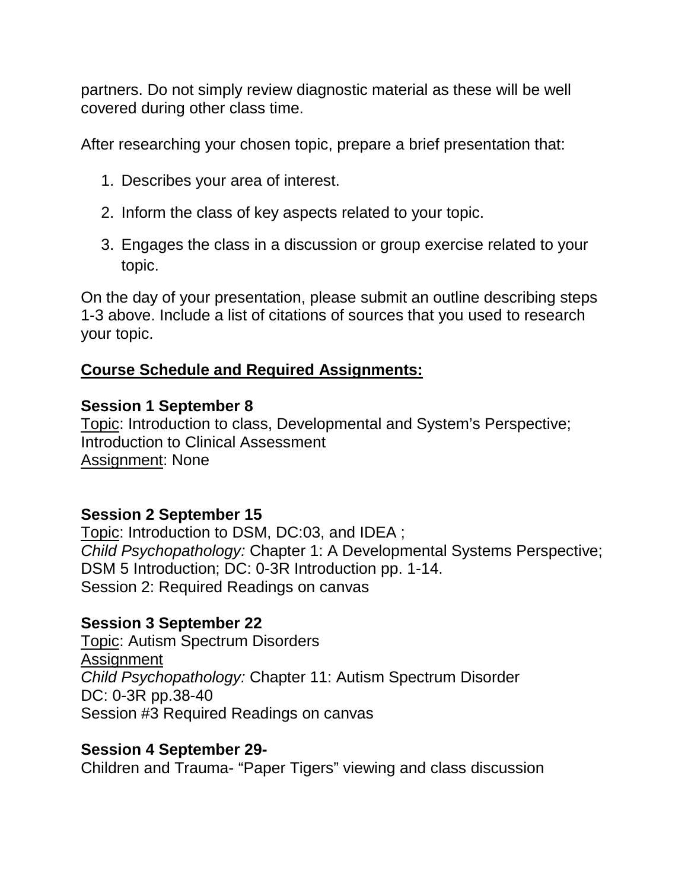partners. Do not simply review diagnostic material as these will be well covered during other class time.

After researching your chosen topic, prepare a brief presentation that:

1. Describes your area of interest.
2. Inform the class of key aspects related to your topic.
3. Engages the class in a discussion or group exercise related to your topic.

On the day of your presentation, please submit an outline describing steps 1-3 above. Include a list of citations of sources that you used to research your topic.

## Course Schedule and Required Assignments:

**Session 1 September 8**
Topic: Introduction to class, Developmental and System's Perspective; Introduction to Clinical Assessment
Assignment: None

**Session 2 September 15**
Topic: Introduction to DSM, DC:03, and IDEA ;
*Child Psychopathology:* Chapter 1: A Developmental Systems Perspective; DSM 5 Introduction; DC: 0-3R Introduction pp. 1-14.
Session 2: Required Readings on canvas

**Session 3 September 22**
Topic: Autism Spectrum Disorders
Assignment
*Child Psychopathology:* Chapter 11: Autism Spectrum Disorder
DC: 0-3R pp.38-40
Session #3 Required Readings on canvas

**Session 4 September 29-**
Children and Trauma- "Paper Tigers" viewing and class discussion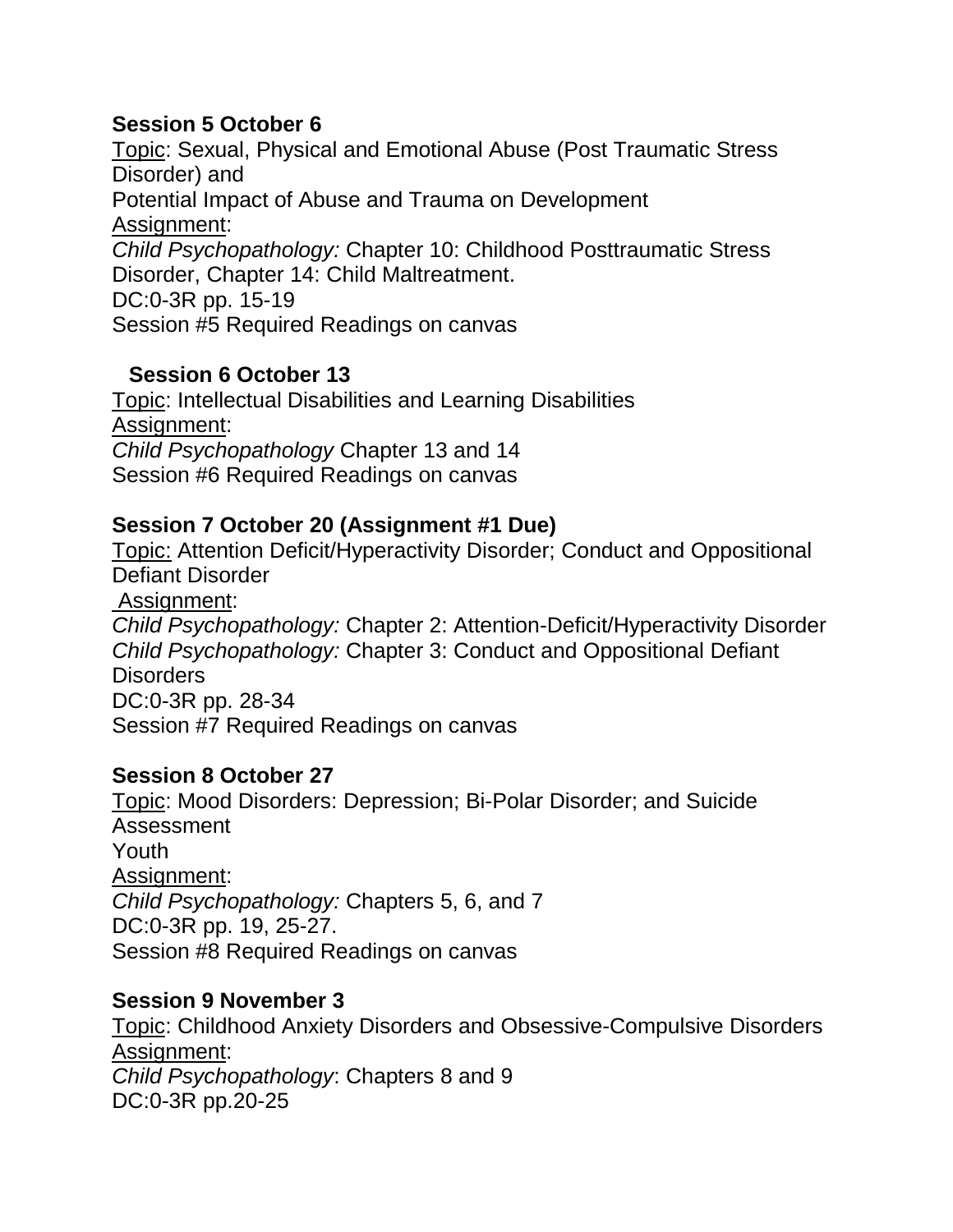**Session 5 October 6**

Topic: Sexual, Physical and Emotional Abuse (Post Traumatic Stress Disorder) and
Potential Impact of Abuse and Trauma on Development
Assignment:
*Child Psychopathology:* Chapter 10: Childhood Posttraumatic Stress Disorder, Chapter 14: Child Maltreatment.
DC:0-3R pp. 15-19
Session #5 Required Readings on canvas

**Session 6 October 13**

Topic: Intellectual Disabilities and Learning Disabilities
Assignment:
*Child Psychopathology* Chapter 13 and 14
Session #6 Required Readings on canvas

**Session 7 October 20 (Assignment #1 Due)**

Topic: Attention Deficit/Hyperactivity Disorder; Conduct and Oppositional Defiant Disorder
Assignment:
*Child Psychopathology:* Chapter 2: Attention-Deficit/Hyperactivity Disorder
*Child Psychopathology:* Chapter 3: Conduct and Oppositional Defiant Disorders
DC:0-3R pp. 28-34
Session #7 Required Readings on canvas

**Session 8 October 27**

Topic: Mood Disorders: Depression; Bi-Polar Disorder; and Suicide Assessment
Youth
Assignment:
*Child Psychopathology:* Chapters 5, 6, and 7
DC:0-3R pp. 19, 25-27.
Session #8 Required Readings on canvas

**Session 9 November 3**

Topic: Childhood Anxiety Disorders and Obsessive-Compulsive Disorders
Assignment:
*Child Psychopathology*: Chapters 8 and 9
DC:0-3R pp.20-25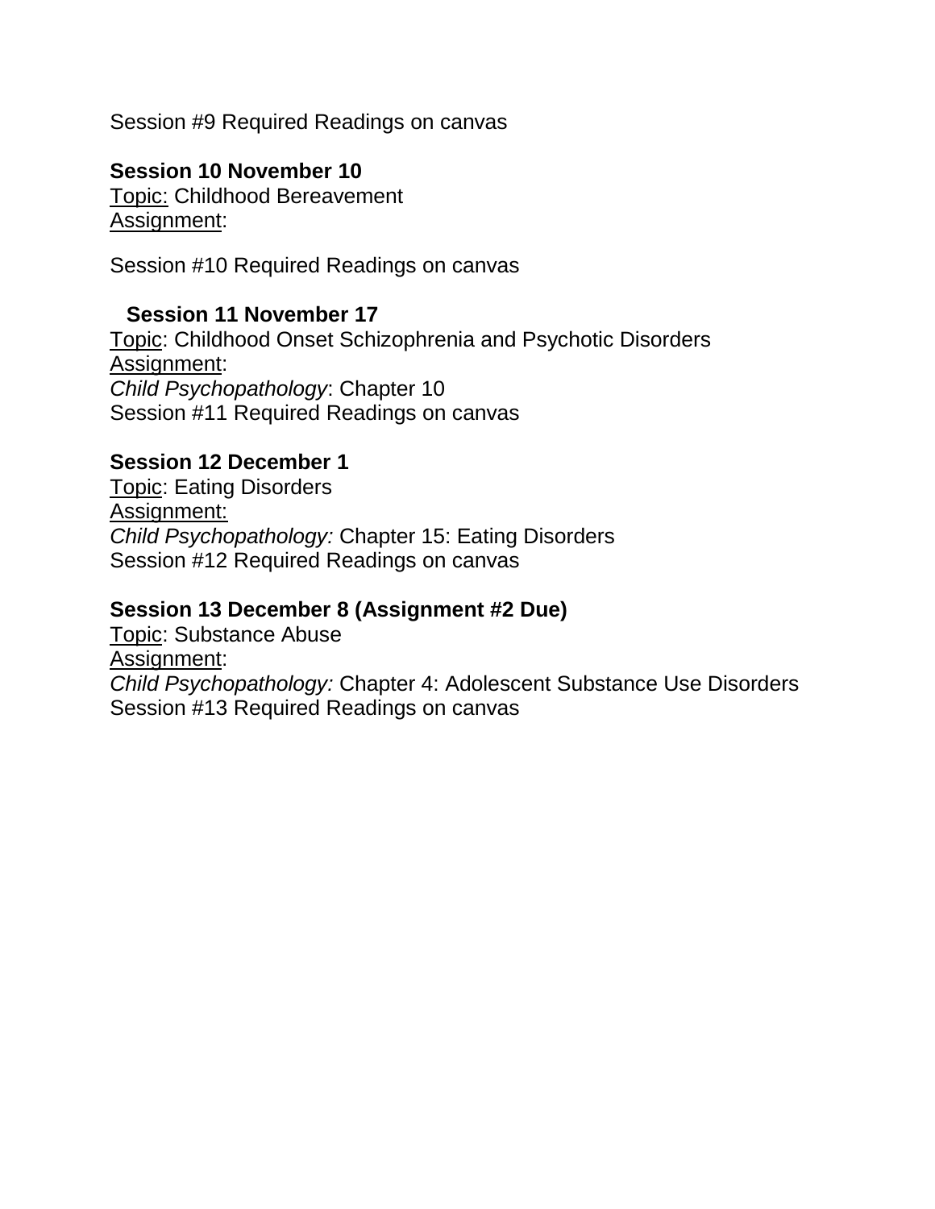Session #9 Required Readings on canvas

**Session 10 November 10**
Topic: Childhood Bereavement
Assignment:

Session #10 Required Readings on canvas

**Session 11 November 17**
Topic: Childhood Onset Schizophrenia and Psychotic Disorders
Assignment:
*Child Psychopathology*: Chapter 10
Session #11 Required Readings on canvas

**Session 12 December 1**
Topic: Eating Disorders
Assignment:
*Child Psychopathology:* Chapter 15: Eating Disorders
Session #12 Required Readings on canvas

**Session 13 December 8 (Assignment #2 Due)**
Topic: Substance Abuse
Assignment:
*Child Psychopathology:* Chapter 4: Adolescent Substance Use Disorders
Session #13 Required Readings on canvas